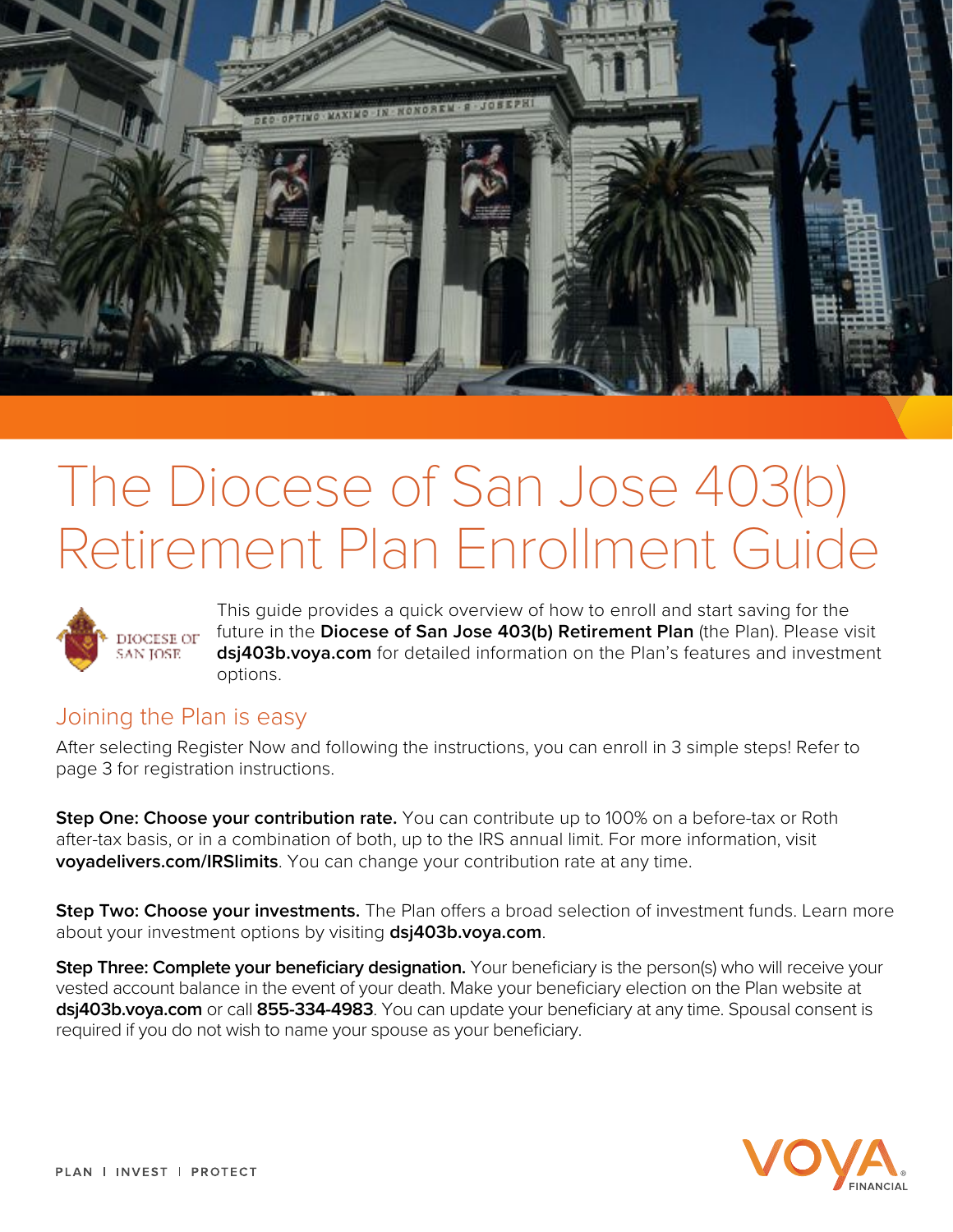# The Diocese of San Jose 403(b) Retirement Plan Enrollment Guide

This guide provides a quick overview of how to enroll and start saving for the future in the **Diocese of San Jose 403(b) Retirement Plan** (the Plan). Please visit **dsj403b.voya.com** for detailed information on the Plan's features and investment options.

## Joining the Plan is easy

After selecting Register Now and following the instructions, you can enroll in 3 simple steps! Refer to page 3 for registration instructions.

**Step One: Choose your contribution rate.** You can contribute up to 100% on a before-tax or Roth after-tax basis, or in a combination of both, up to the IRS annual limit. For more information, visit **voyadelivers.com/IRSlimits**. You can change your contribution rate at any time.

**Step Two: Choose your investments.** The Plan offers a broad selection of investment funds. Learn more about your investment options by visiting **dsj403b.voya.com**.

**Step Three: Complete your beneficiary designation.** Your beneficiary is the person(s) who will receive your vested account balance in the event of your death. Make your beneficiary election on the Plan website at **dsj403b.voya.com** or call **855-334-4983**. You can update your beneficiary at any time. Spousal consent is required if you do not wish to name your spouse as your beneficiary.

PLAN | INVEST | PROTECT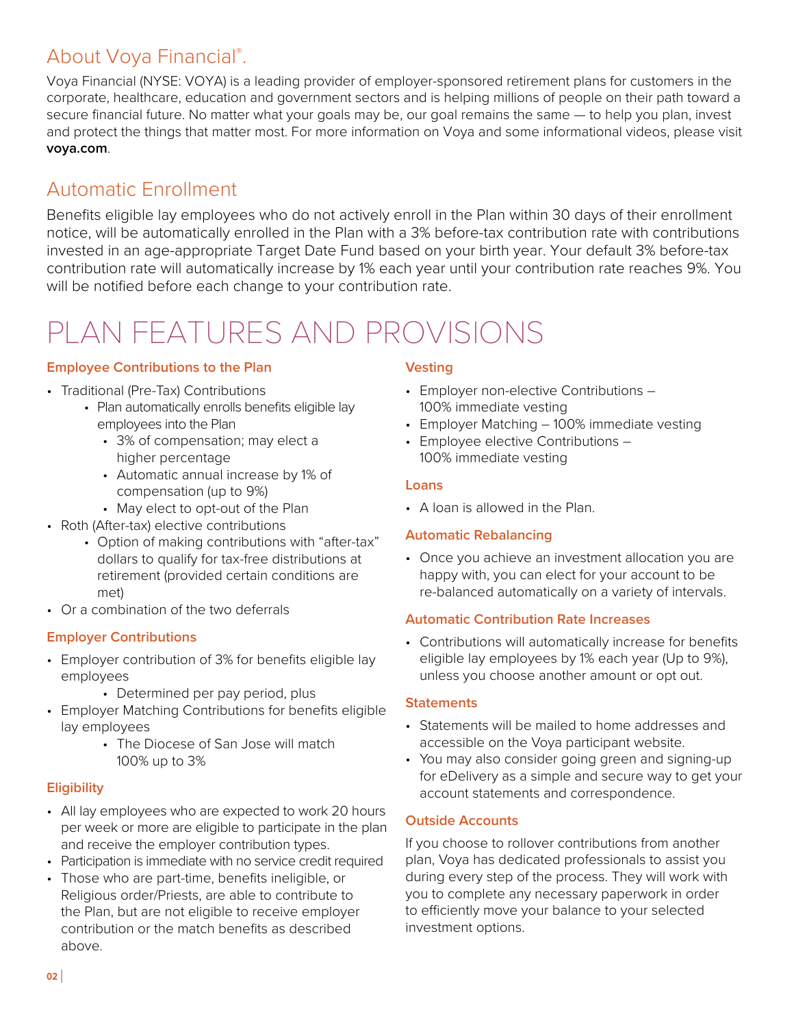## About Voya Financial®.

Voya Financial (NYSE: VOYA) is a leading provider of employer-sponsored retirement plans for customers in the corporate, healthcare, education and government sectors and is helping millions of people on their path toward a secure financial future. No matter what your goals may be, our goal remains the same — to help you plan, invest and protect the things that matter most. For more information on Voya and some informational videos, please visit **voya.com**.

## Automatic Enrollment

Benefits eligible lay employees who do not actively enroll in the Plan within 30 days of their enrollment notice, will be automatically enrolled in the Plan with a 3% before-tax contribution rate with contributions invested in an age-appropriate Target Date Fund based on your birth year. Your default 3% before-tax contribution rate will automatically increase by 1% each year until your contribution rate reaches 9%. You will be notified before each change to your contribution rate.

# PLAN FEATURES AND PROVISIONS

### Employee Contributions to the Plan

- Traditional (Pre-Tax) Contributions
  - Plan automatically enrolls benefits eligible lay employees into the Plan
    - 3% of compensation; may elect a higher percentage
    - Automatic annual increase by 1% of compensation (up to 9%)
    - May elect to opt-out of the Plan
- Roth (After-tax) elective contributions
  - Option of making contributions with "after-tax" dollars to qualify for tax-free distributions at retirement (provided certain conditions are met)
- Or a combination of the two deferrals

### Employer Contributions

- Employer contribution of 3% for benefits eligible lay employees
  - Determined per pay period, plus
- Employer Matching Contributions for benefits eligible lay employees
  - The Diocese of San Jose will match 100% up to 3%

### Eligibility

- All lay employees who are expected to work 20 hours per week or more are eligible to participate in the plan and receive the employer contribution types.
- Participation is immediate with no service credit required
- Those who are part-time, benefits ineligible, or Religious order/Priests, are able to contribute to the Plan, but are not eligible to receive employer contribution or the match benefits as described above.

### Vesting

- Employer non-elective Contributions – 100% immediate vesting
- Employer Matching – 100% immediate vesting
- Employee elective Contributions – 100% immediate vesting

### Loans

- A loan is allowed in the Plan.

### Automatic Rebalancing

- Once you achieve an investment allocation you are happy with, you can elect for your account to be re-balanced automatically on a variety of intervals.

### Automatic Contribution Rate Increases

- Contributions will automatically increase for benefits eligible lay employees by 1% each year (Up to 9%), unless you choose another amount or opt out.

### Statements

- Statements will be mailed to home addresses and accessible on the Voya participant website.
- You may also consider going green and signing-up for eDelivery as a simple and secure way to get your account statements and correspondence.

### Outside Accounts

If you choose to rollover contributions from another plan, Voya has dedicated professionals to assist you during every step of the process. They will work with you to complete any necessary paperwork in order to efficiently move your balance to your selected investment options.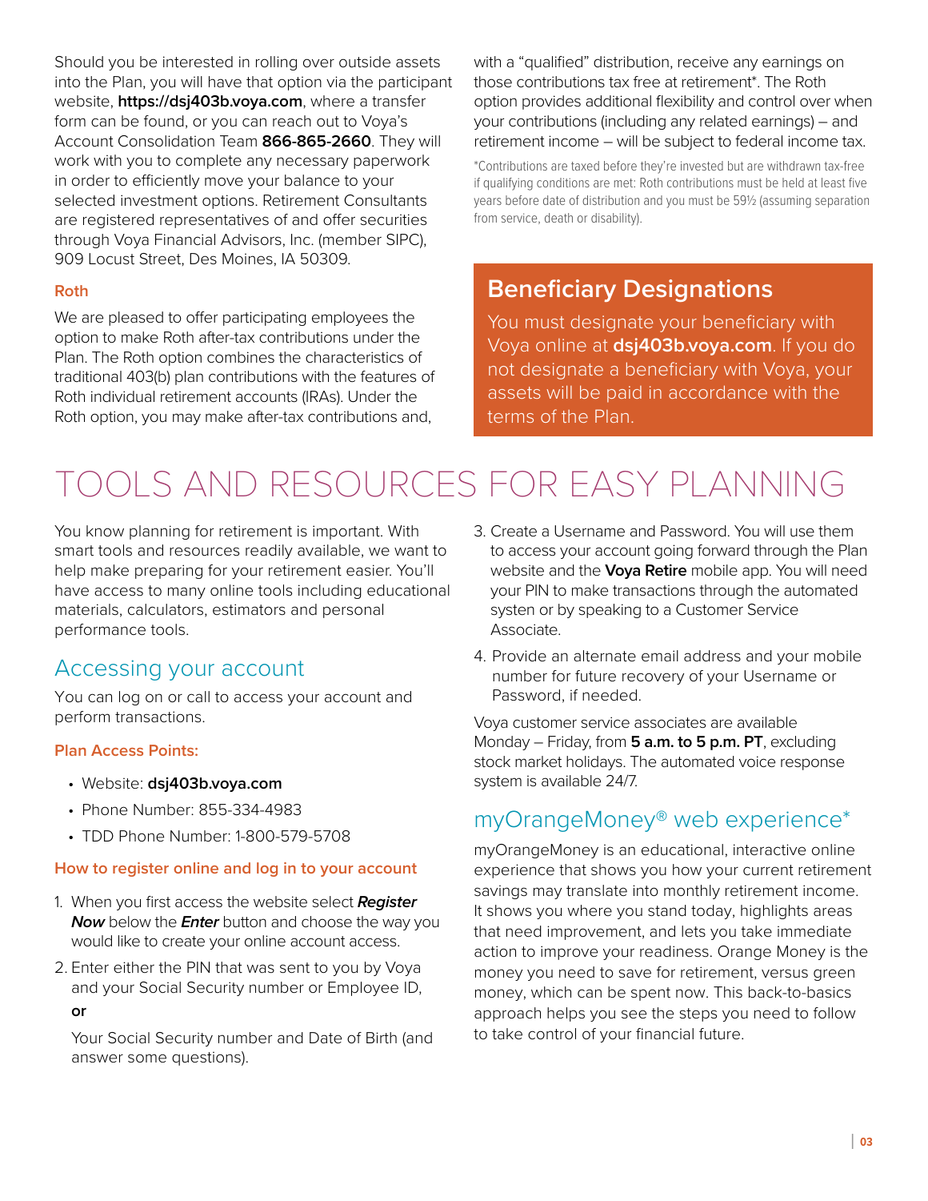Should you be interested in rolling over outside assets into the Plan, you will have that option via the participant website, **https://dsj403b.voya.com**, where a transfer form can be found, or you can reach out to Voya's Account Consolidation Team **866-865-2660**. They will work with you to complete any necessary paperwork in order to efficiently move your balance to your selected investment options. Retirement Consultants are registered representatives of and offer securities through Voya Financial Advisors, Inc. (member SIPC), 909 Locust Street, Des Moines, IA 50309.

### Roth

We are pleased to offer participating employees the option to make Roth after-tax contributions under the Plan. The Roth option combines the characteristics of traditional 403(b) plan contributions with the features of Roth individual retirement accounts (IRAs). Under the Roth option, you may make after-tax contributions and, with a "qualified" distribution, receive any earnings on those contributions tax free at retirement*. The Roth option provides additional flexibility and control over when your contributions (including any related earnings) – and retirement income – will be subject to federal income tax.

*Contributions are taxed before they're invested but are withdrawn tax-free if qualifying conditions are met: Roth contributions must be held at least five years before date of distribution and you must be 59½ (assuming separation from service, death or disability).

## Beneficiary Designations

You must designate your beneficiary with Voya online at **dsj403b.voya.com**. If you do not designate a beneficiary with Voya, your assets will be paid in accordance with the terms of the Plan.

# TOOLS AND RESOURCES FOR EASY PLANNING

You know planning for retirement is important. With smart tools and resources readily available, we want to help make preparing for your retirement easier. You'll have access to many online tools including educational materials, calculators, estimators and personal performance tools.

## Accessing your account

You can log on or call to access your account and perform transactions.

### Plan Access Points:

- Website: **dsj403b.voya.com**
- Phone Number: 855-334-4983
- TDD Phone Number: 1-800-579-5708

### How to register online and log in to your account

1. When you first access the website select ***Register Now*** below the ***Enter*** button and choose the way you would like to create your online account access.
2. Enter either the PIN that was sent to you by Voya and your Social Security number or Employee ID,

   **or**

   Your Social Security number and Date of Birth (and answer some questions).
3. Create a Username and Password. You will use them to access your account going forward through the Plan website and the **Voya Retire** mobile app. You will need your PIN to make transactions through the automated systen or by speaking to a Customer Service Associate.
4. Provide an alternate email address and your mobile number for future recovery of your Username or Password, if needed.

Voya customer service associates are available Monday – Friday, from **5 a.m. to 5 p.m. PT**, excluding stock market holidays. The automated voice response system is available 24/7.

## myOrangeMoney® web experience*

myOrangeMoney is an educational, interactive online experience that shows you how your current retirement savings may translate into monthly retirement income. It shows you where you stand today, highlights areas that need improvement, and lets you take immediate action to improve your readiness. Orange Money is the money you need to save for retirement, versus green money, which can be spent now. This back-to-basics approach helps you see the steps you need to follow to take control of your financial future.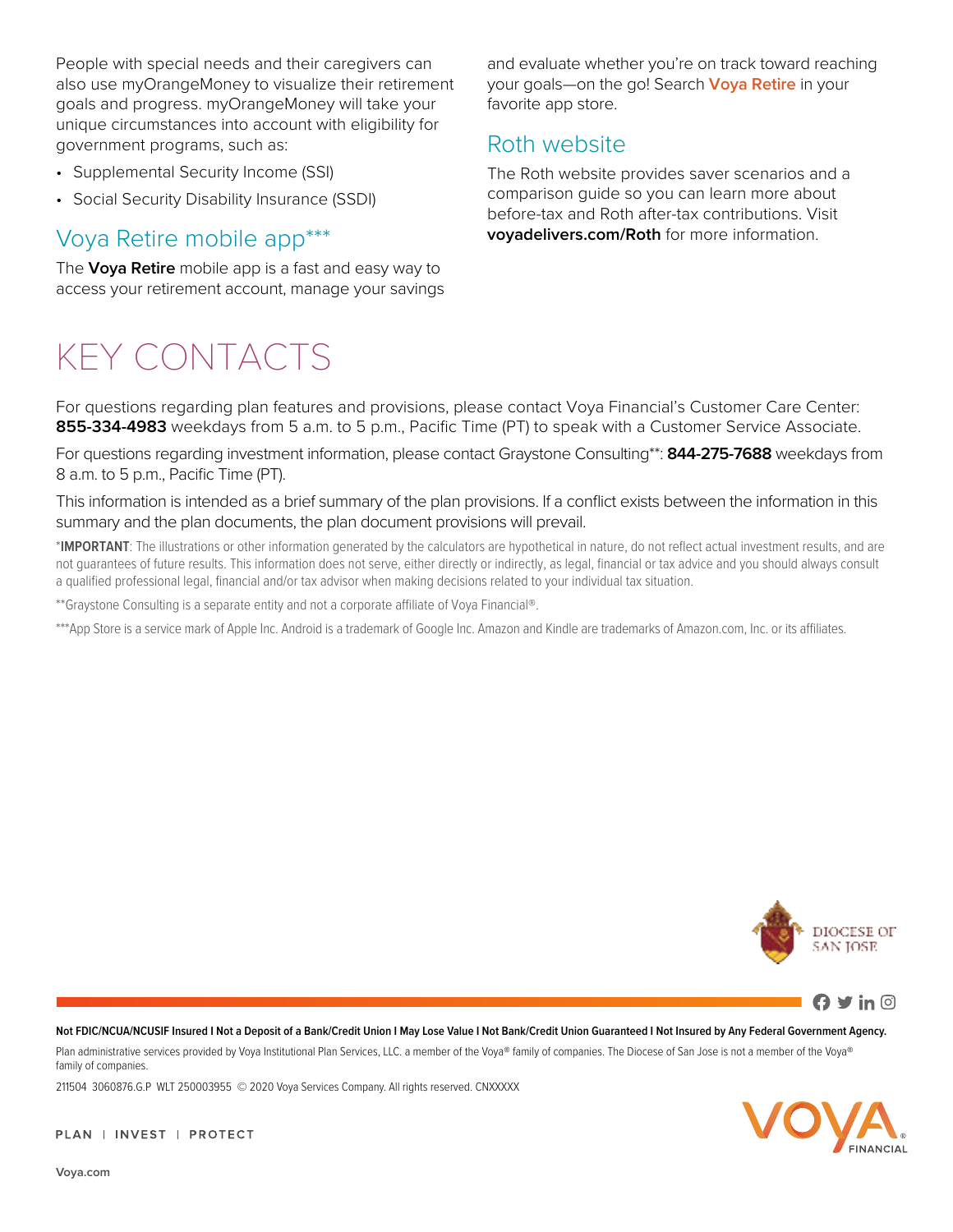People with special needs and their caregivers can also use myOrangeMoney to visualize their retirement goals and progress. myOrangeMoney will take your unique circumstances into account with eligibility for government programs, such as:

- Supplemental Security Income (SSI)
- Social Security Disability Insurance (SSDI)

## Voya Retire mobile app***

The **Voya Retire** mobile app is a fast and easy way to access your retirement account, manage your savings and evaluate whether you're on track toward reaching your goals—on the go! Search **Voya Retire** in your favorite app store.

## Roth website

The Roth website provides saver scenarios and a comparison guide so you can learn more about before-tax and Roth after-tax contributions. Visit **voyadelivers.com/Roth** for more information.

# KEY CONTACTS

For questions regarding plan features and provisions, please contact Voya Financial's Customer Care Center: **855-334-4983** weekdays from 5 a.m. to 5 p.m., Pacific Time (PT) to speak with a Customer Service Associate.

For questions regarding investment information, please contact Graystone Consulting**: **844-275-7688** weekdays from 8 a.m. to 5 p.m., Pacific Time (PT).

This information is intended as a brief summary of the plan provisions. If a conflict exists between the information in this summary and the plan documents, the plan document provisions will prevail.

***IMPORTANT**: The illustrations or other information generated by the calculators are hypothetical in nature, do not reflect actual investment results, and are not guarantees of future results. This information does not serve, either directly or indirectly, as legal, financial or tax advice and you should always consult a qualified professional legal, financial and/or tax advisor when making decisions related to your individual tax situation.

**Graystone Consulting is a separate entity and not a corporate affiliate of Voya Financial®.

***App Store is a service mark of Apple Inc. Android is a trademark of Google Inc. Amazon and Kindle are trademarks of Amazon.com, Inc. or its affiliates.

DIOCESE OF SAN JOSE

**Not FDIC/NCUA/NCUSIF Insured I Not a Deposit of a Bank/Credit Union I May Lose Value I Not Bank/Credit Union Guaranteed I Not Insured by Any Federal Government Agency.**

Plan administrative services provided by Voya Institutional Plan Services, LLC. a member of the Voya® family of companies. The Diocese of San Jose is not a member of the Voya® family of companies.

211504 3060876.G.P WLT 250003955 © 2020 Voya Services Company. All rights reserved. CNXXXXX

PLAN | INVEST | PROTECT

VOYA FINANCIAL

Voya.com